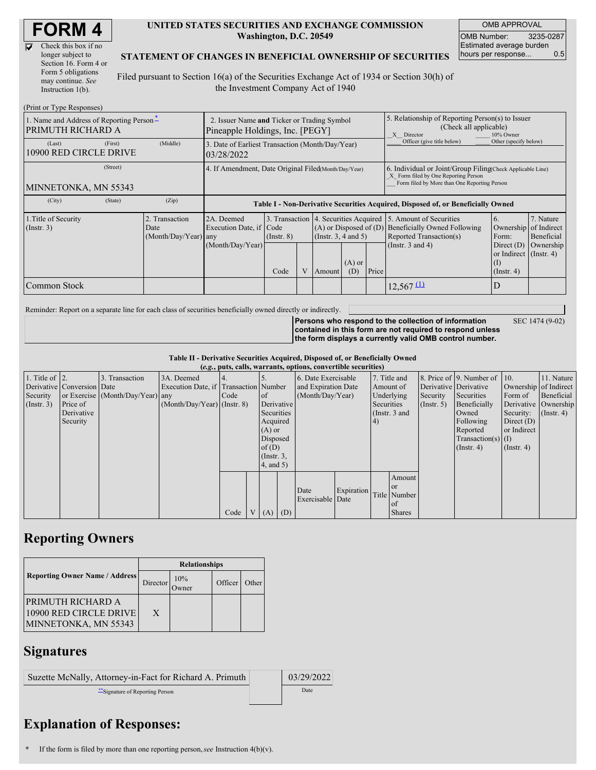# FORM 4

☑ Check this box if no longer subject to Section 16. Form 4 or Form 5 obligations may continue. *See* Instruction 1(b).

**UNITED STATES SECURITIES AND EXCHANGE COMMISSION**
**Washington, D.C. 20549**

**STATEMENT OF CHANGES IN BENEFICIAL OWNERSHIP OF SECURITIES**

Filed pursuant to Section 16(a) of the Securities Exchange Act of 1934 or Section 30(h) of the Investment Company Act of 1940

| OMB APPROVAL | |
|---|---|
| OMB Number: | 3235-0287 |
| Estimated average burden hours per response... | 0.5 |

(Print or Type Responses)

| | | |
|---|---|---|
| 1. Name and Address of Reporting Person* PRIMUTH RICHARD A | 2. Issuer Name **and** Ticker or Trading Symbol Pineapple Holdings, Inc. [PEGY] | 5. Relationship of Reporting Person(s) to Issuer (Check all applicable) _X_ Director ___ 10% Owner ___ Officer (give title below) ___ Other (specify below) |
| (Last) (First) (Middle) 10900 RED CIRCLE DRIVE | 3. Date of Earliest Transaction (Month/Day/Year) 03/28/2022 | |
| (Street) MINNETONKA, MN 55343 | 4. If Amendment, Date Original Filed(Month/Day/Year) | 6. Individual or Joint/Group Filing(Check Applicable Line) _X_ Form filed by One Reporting Person ___ Form filed by More than One Reporting Person |
| (City) (State) (Zip) | | |

**Table I - Non-Derivative Securities Acquired, Disposed of, or Beneficially Owned**

| 1.Title of Security (Instr. 3) | 2. Transaction Date (Month/Day/Year) | 2A. Deemed Execution Date, if any (Month/Day/Year) | 3. Transaction Code (Instr. 8) | | 4. Securities Acquired (A) or Disposed of (D) (Instr. 3, 4 and 5) | | | 5. Amount of Securities Beneficially Owned Following Reported Transaction(s) (Instr. 3 and 4) | 6. Ownership Form: Direct (D) or Indirect (I) (Instr. 4) | 7. Nature of Indirect Beneficial Ownership (Instr. 4) |
|---|---|---|---|---|---|---|---|---|---|---|
| | | | Code | V | Amount | (A) or (D) | Price | | | |
| Common Stock | | | | | | | | 12,567 (1) | D | |

Reminder: Report on a separate line for each class of securities beneficially owned directly or indirectly.

**Persons who respond to the collection of information contained in this form are not required to respond unless the form displays a currently valid OMB control number.** SEC 1474 (9-02)

**Table II - Derivative Securities Acquired, Disposed of, or Beneficially Owned**
**(*e.g.*, puts, calls, warrants, options, convertible securities)**

| 1. Title of Derivative Security (Instr. 3) | 2. Conversion or Exercise Price of Derivative Security | 3. Transaction Date (Month/Day/Year) | 3A. Deemed Execution Date, if any (Month/Day/Year) | 4. Transaction Code (Instr. 8) | | 5. Number of Derivative Securities Acquired (A) or Disposed of (D) (Instr. 3, 4, and 5) | | 6. Date Exercisable and Expiration Date (Month/Day/Year) | | 7. Title and Amount of Underlying Securities (Instr. 3 and 4) | | 8. Price of Derivative Security (Instr. 5) | 9. Number of Derivative Securities Beneficially Owned Following Reported Transaction(s) (Instr. 4) | 10. Ownership Form of Derivative Security: Direct (D) or Indirect (I) (Instr. 4) | 11. Nature of Indirect Beneficial Ownership (Instr. 4) |
|---|---|---|---|---|---|---|---|---|---|---|---|---|---|---|---|
| | | | | Code | V | (A) | (D) | Date Exercisable | Expiration Date | Title | Amount or Number of Shares | | | | |

## Reporting Owners

| Reporting Owner Name / Address | Relationships | | | |
|---|---|---|---|---|
| | Director | 10% Owner | Officer | Other |
| PRIMUTH RICHARD A 10900 RED CIRCLE DRIVE MINNETONKA, MN 55343 | X | | | |

## Signatures

| | | |
|---|---|---|
| Suzette McNally, Attorney-in-Fact for Richard A. Primuth | | 03/29/2022 |
| **Signature of Reporting Person | | Date |

## Explanation of Responses:

\* If the form is filed by more than one reporting person, *see* Instruction 4(b)(v).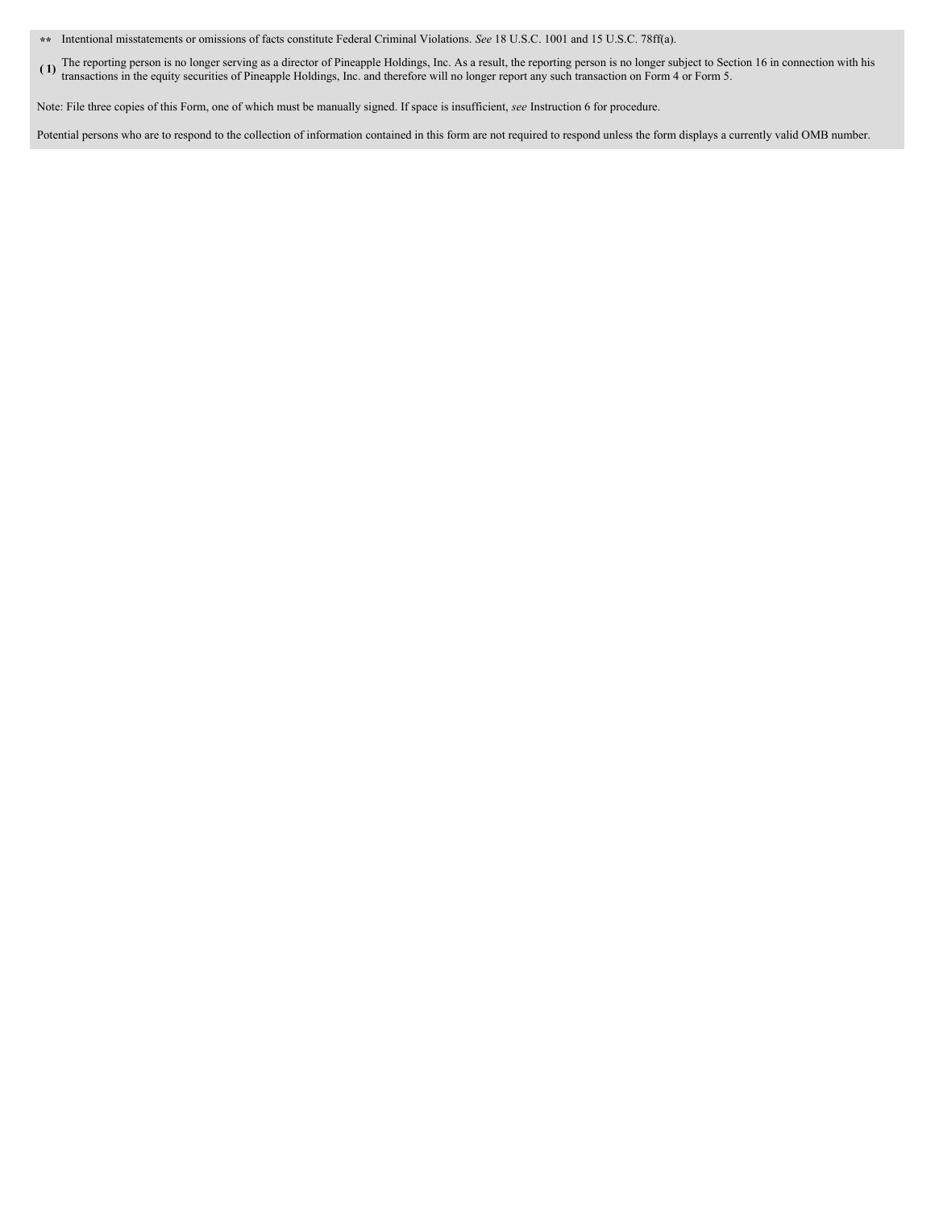** Intentional misstatements or omissions of facts constitute Federal Criminal Violations. *See* 18 U.S.C. 1001 and 15 U.S.C. 78ff(a).

(1) The reporting person is no longer serving as a director of Pineapple Holdings, Inc. As a result, the reporting person is no longer subject to Section 16 in connection with his transactions in the equity securities of Pineapple Holdings, Inc. and therefore will no longer report any such transaction on Form 4 or Form 5.

Note: File three copies of this Form, one of which must be manually signed. If space is insufficient, *see* Instruction 6 for procedure.

Potential persons who are to respond to the collection of information contained in this form are not required to respond unless the form displays a currently valid OMB number.